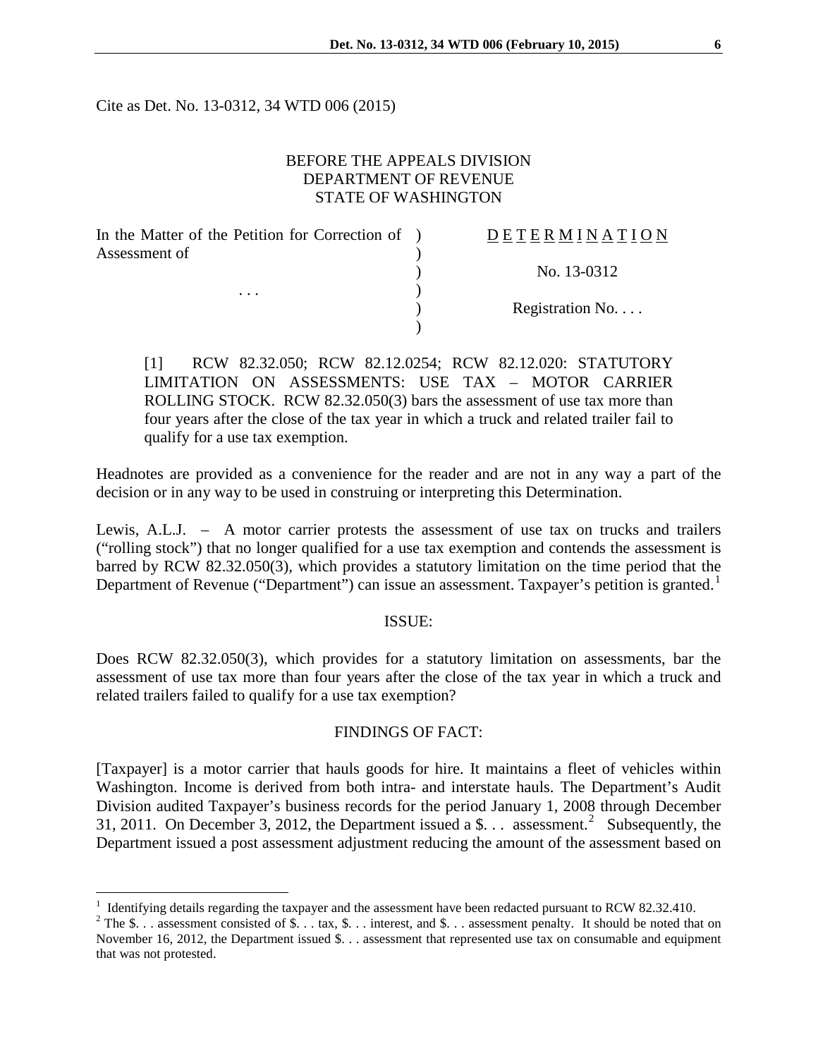Cite as Det. No. 13-0312, 34 WTD 006 (2015)

BEFORE THE APPEALS DIVISION
DEPARTMENT OF REVENUE
STATE OF WASHINGTON

| | | |
|---|---|---|
| In the Matter of the Petition for Correction of Assessment of | ) | D E T E R M I N A T I O N |
| | ) | |
| | ) | No. 13-0312 |
| . . . | ) | |
| | ) | Registration No. . . . |
| | ) | |

[1] RCW 82.32.050; RCW 82.12.0254; RCW 82.12.020: STATUTORY LIMITATION ON ASSESSMENTS: USE TAX – MOTOR CARRIER ROLLING STOCK. RCW 82.32.050(3) bars the assessment of use tax more than four years after the close of the tax year in which a truck and related trailer fail to qualify for a use tax exemption.

Headnotes are provided as a convenience for the reader and are not in any way a part of the decision or in any way to be used in construing or interpreting this Determination.

Lewis, A.L.J. – A motor carrier protests the assessment of use tax on trucks and trailers ("rolling stock") that no longer qualified for a use tax exemption and contends the assessment is barred by RCW 82.32.050(3), which provides a statutory limitation on the time period that the Department of Revenue ("Department") can issue an assessment. Taxpayer's petition is granted.[1]

## ISSUE:

Does RCW 82.32.050(3), which provides for a statutory limitation on assessments, bar the assessment of use tax more than four years after the close of the tax year in which a truck and related trailers failed to qualify for a use tax exemption?

## FINDINGS OF FACT:

[Taxpayer] is a motor carrier that hauls goods for hire. It maintains a fleet of vehicles within Washington. Income is derived from both intra- and interstate hauls. The Department's Audit Division audited Taxpayer's business records for the period January 1, 2008 through December 31, 2011. On December 3, 2012, the Department issued a $. . . assessment.[2] Subsequently, the Department issued a post assessment adjustment reducing the amount of the assessment based on

---

[1] Identifying details regarding the taxpayer and the assessment have been redacted pursuant to RCW 82.32.410.

[2] The $. . . assessment consisted of $. . . tax, $. . . interest, and $. . . assessment penalty. It should be noted that on November 16, 2012, the Department issued $. . . assessment that represented use tax on consumable and equipment that was not protested.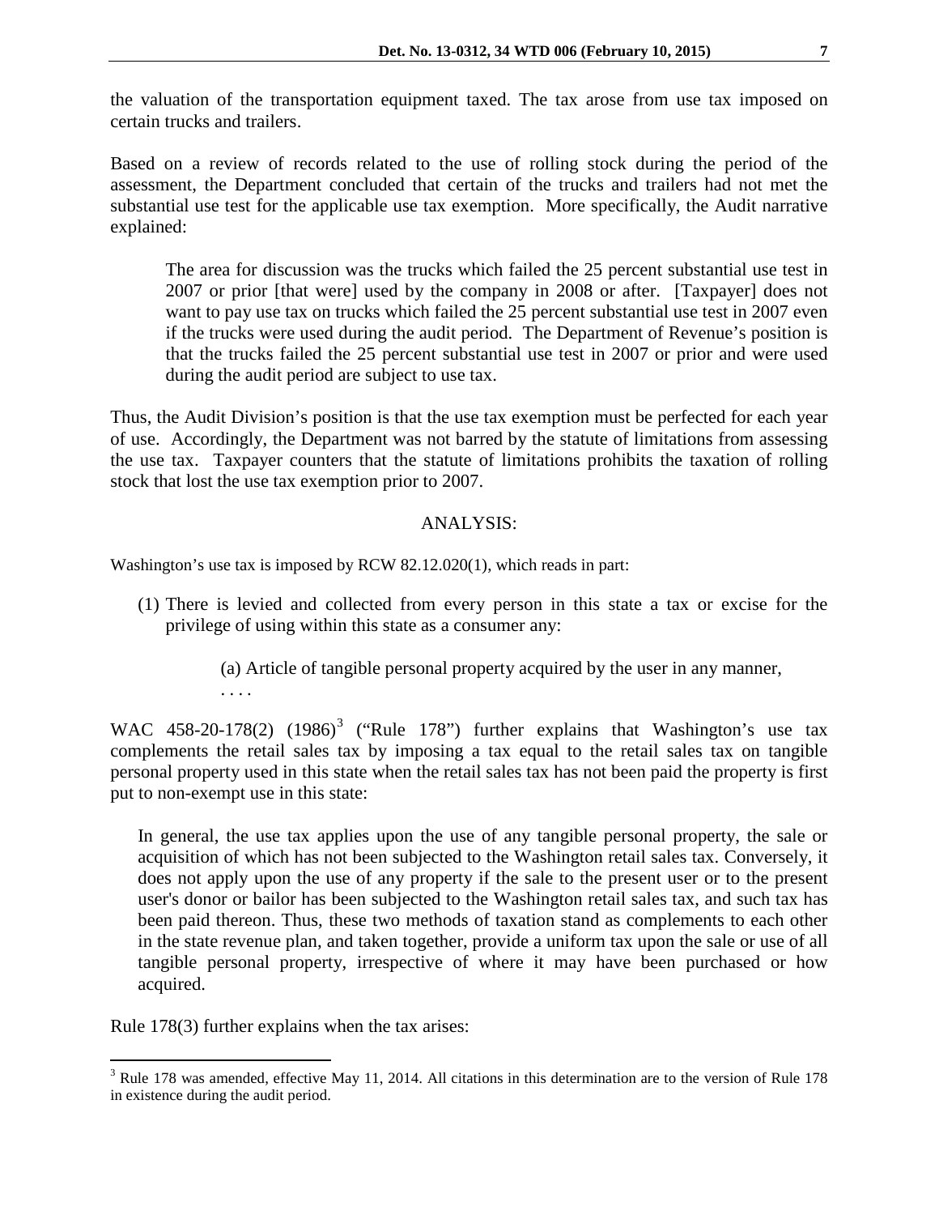the valuation of the transportation equipment taxed. The tax arose from use tax imposed on certain trucks and trailers.

Based on a review of records related to the use of rolling stock during the period of the assessment, the Department concluded that certain of the trucks and trailers had not met the substantial use test for the applicable use tax exemption. More specifically, the Audit narrative explained:

> The area for discussion was the trucks which failed the 25 percent substantial use test in 2007 or prior [that were] used by the company in 2008 or after. [Taxpayer] does not want to pay use tax on trucks which failed the 25 percent substantial use test in 2007 even if the trucks were used during the audit period. The Department of Revenue's position is that the trucks failed the 25 percent substantial use test in 2007 or prior and were used during the audit period are subject to use tax.

Thus, the Audit Division's position is that the use tax exemption must be perfected for each year of use. Accordingly, the Department was not barred by the statute of limitations from assessing the use tax. Taxpayer counters that the statute of limitations prohibits the taxation of rolling stock that lost the use tax exemption prior to 2007.

## ANALYSIS:

Washington's use tax is imposed by RCW 82.12.020(1), which reads in part:

> (1) There is levied and collected from every person in this state a tax or excise for the privilege of using within this state as a consumer any:
>
> (a) Article of tangible personal property acquired by the user in any manner,
>
> . . . .

WAC 458-20-178(2) (1986)[3] ("Rule 178") further explains that Washington's use tax complements the retail sales tax by imposing a tax equal to the retail sales tax on tangible personal property used in this state when the retail sales tax has not been paid the property is first put to non-exempt use in this state:

> In general, the use tax applies upon the use of any tangible personal property, the sale or acquisition of which has not been subjected to the Washington retail sales tax. Conversely, it does not apply upon the use of any property if the sale to the present user or to the present user's donor or bailor has been subjected to the Washington retail sales tax, and such tax has been paid thereon. Thus, these two methods of taxation stand as complements to each other in the state revenue plan, and taken together, provide a uniform tax upon the sale or use of all tangible personal property, irrespective of where it may have been purchased or how acquired.

Rule 178(3) further explains when the tax arises:

[3] Rule 178 was amended, effective May 11, 2014. All citations in this determination are to the version of Rule 178 in existence during the audit period.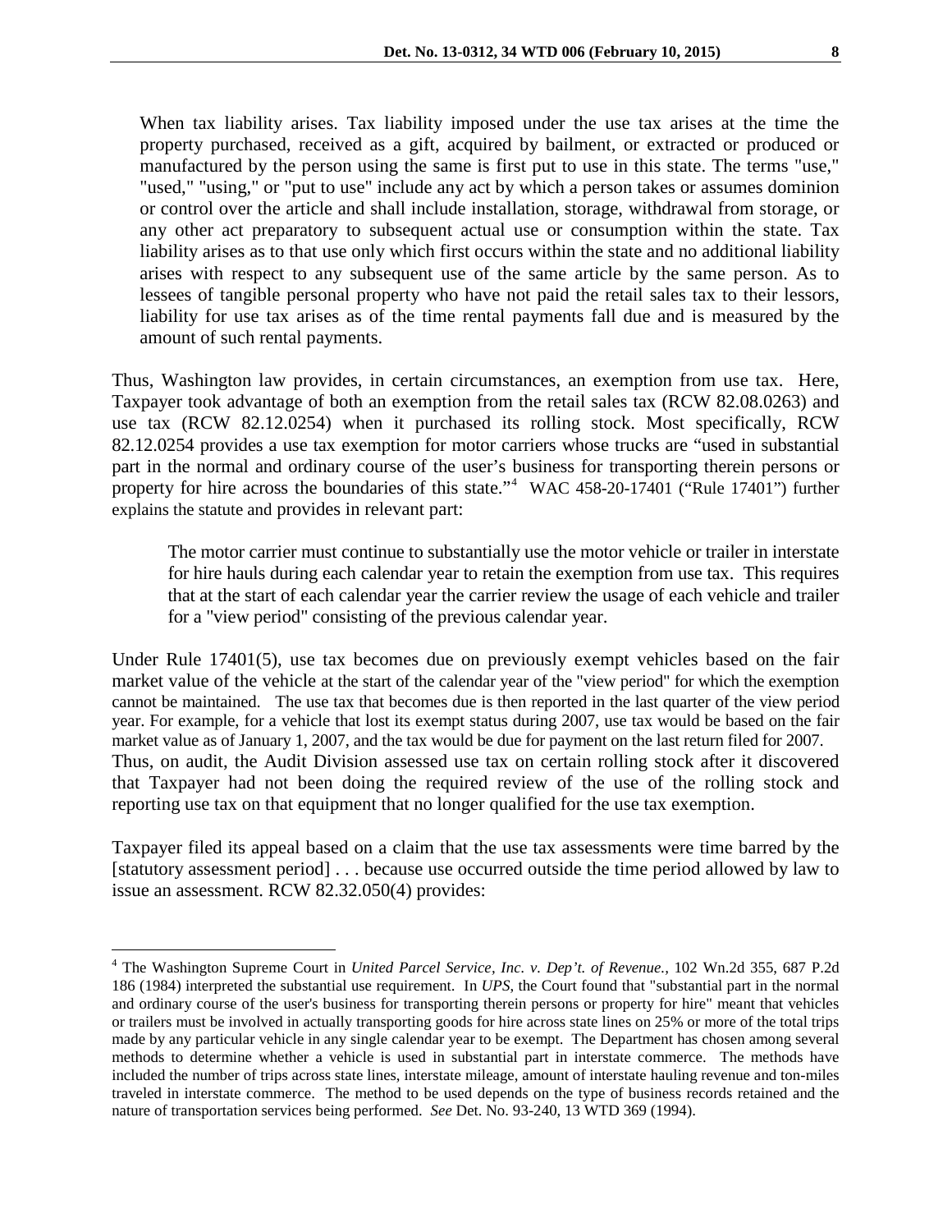When tax liability arises. Tax liability imposed under the use tax arises at the time the property purchased, received as a gift, acquired by bailment, or extracted or produced or manufactured by the person using the same is first put to use in this state. The terms "use," "used," "using," or "put to use" include any act by which a person takes or assumes dominion or control over the article and shall include installation, storage, withdrawal from storage, or any other act preparatory to subsequent actual use or consumption within the state. Tax liability arises as to that use only which first occurs within the state and no additional liability arises with respect to any subsequent use of the same article by the same person. As to lessees of tangible personal property who have not paid the retail sales tax to their lessors, liability for use tax arises as of the time rental payments fall due and is measured by the amount of such rental payments.

Thus, Washington law provides, in certain circumstances, an exemption from use tax. Here, Taxpayer took advantage of both an exemption from the retail sales tax (RCW 82.08.0263) and use tax (RCW 82.12.0254) when it purchased its rolling stock. Most specifically, RCW 82.12.0254 provides a use tax exemption for motor carriers whose trucks are "used in substantial part in the normal and ordinary course of the user's business for transporting therein persons or property for hire across the boundaries of this state."[4] WAC 458-20-17401 ("Rule 17401") further explains the statute and provides in relevant part:

> The motor carrier must continue to substantially use the motor vehicle or trailer in interstate for hire hauls during each calendar year to retain the exemption from use tax. This requires that at the start of each calendar year the carrier review the usage of each vehicle and trailer for a "view period" consisting of the previous calendar year.

Under Rule 17401(5), use tax becomes due on previously exempt vehicles based on the fair market value of the vehicle at the start of the calendar year of the "view period" for which the exemption cannot be maintained. The use tax that becomes due is then reported in the last quarter of the view period year. For example, for a vehicle that lost its exempt status during 2007, use tax would be based on the fair market value as of January 1, 2007, and the tax would be due for payment on the last return filed for 2007. Thus, on audit, the Audit Division assessed use tax on certain rolling stock after it discovered that Taxpayer had not been doing the required review of the use of the rolling stock and reporting use tax on that equipment that no longer qualified for the use tax exemption.

Taxpayer filed its appeal based on a claim that the use tax assessments were time barred by the [statutory assessment period] . . . because use occurred outside the time period allowed by law to issue an assessment. RCW 82.32.050(4) provides:

---

[4] The Washington Supreme Court in *United Parcel Service, Inc. v. Dep't. of Revenue.*, 102 Wn.2d 355, 687 P.2d 186 (1984) interpreted the substantial use requirement. In *UPS*, the Court found that "substantial part in the normal and ordinary course of the user's business for transporting therein persons or property for hire" meant that vehicles or trailers must be involved in actually transporting goods for hire across state lines on 25% or more of the total trips made by any particular vehicle in any single calendar year to be exempt. The Department has chosen among several methods to determine whether a vehicle is used in substantial part in interstate commerce. The methods have included the number of trips across state lines, interstate mileage, amount of interstate hauling revenue and ton-miles traveled in interstate commerce. The method to be used depends on the type of business records retained and the nature of transportation services being performed. *See* Det. No. 93-240, 13 WTD 369 (1994).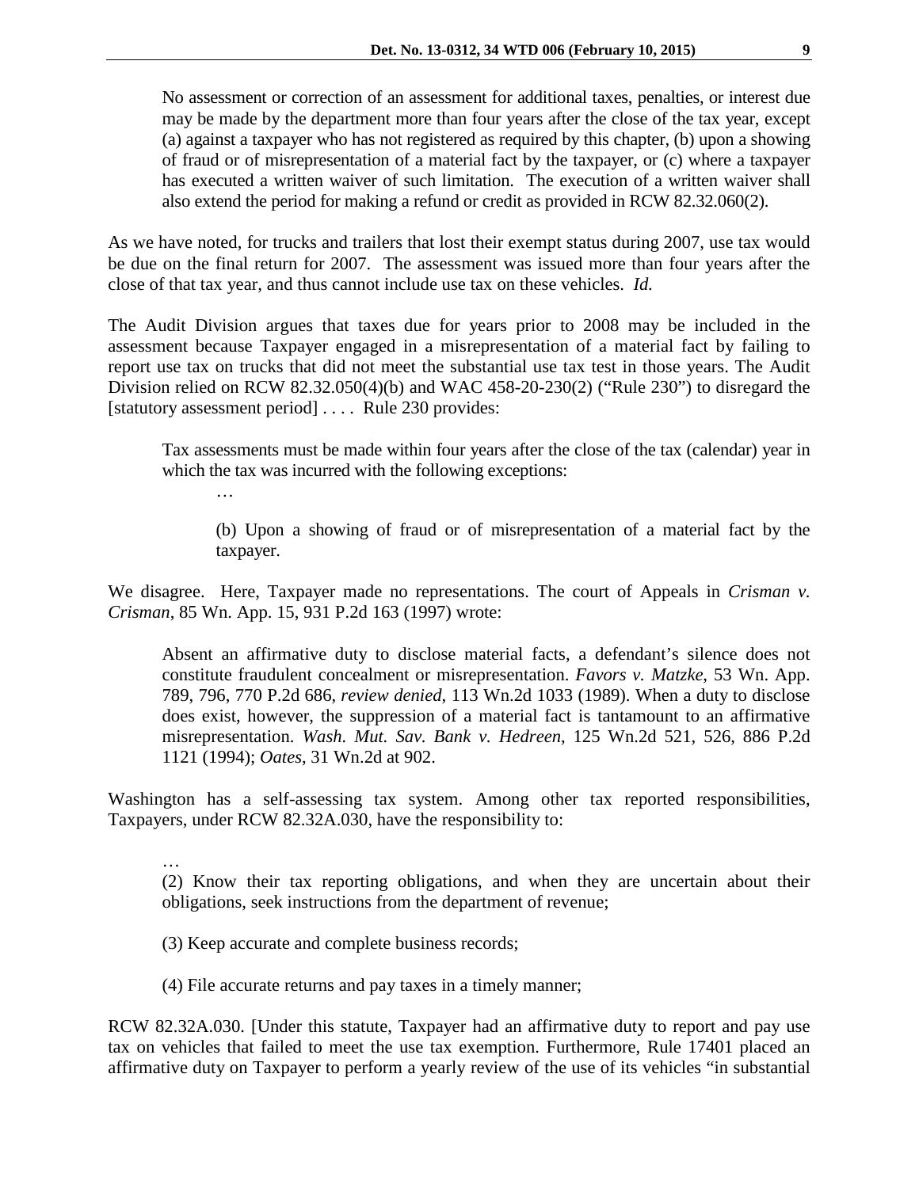> No assessment or correction of an assessment for additional taxes, penalties, or interest due may be made by the department more than four years after the close of the tax year, except (a) against a taxpayer who has not registered as required by this chapter, (b) upon a showing of fraud or of misrepresentation of a material fact by the taxpayer, or (c) where a taxpayer has executed a written waiver of such limitation. The execution of a written waiver shall also extend the period for making a refund or credit as provided in RCW 82.32.060(2).

As we have noted, for trucks and trailers that lost their exempt status during 2007, use tax would be due on the final return for 2007. The assessment was issued more than four years after the close of that tax year, and thus cannot include use tax on these vehicles. *Id*.

The Audit Division argues that taxes due for years prior to 2008 may be included in the assessment because Taxpayer engaged in a misrepresentation of a material fact by failing to report use tax on trucks that did not meet the substantial use tax test in those years. The Audit Division relied on RCW 82.32.050(4)(b) and WAC 458-20-230(2) ("Rule 230") to disregard the [statutory assessment period] . . . . Rule 230 provides:

> Tax assessments must be made within four years after the close of the tax (calendar) year in which the tax was incurred with the following exceptions:
>
> …
>
> (b) Upon a showing of fraud or of misrepresentation of a material fact by the taxpayer.

We disagree. Here, Taxpayer made no representations. The court of Appeals in *Crisman v. Crisman*, 85 Wn. App. 15, 931 P.2d 163 (1997) wrote:

> Absent an affirmative duty to disclose material facts, a defendant's silence does not constitute fraudulent concealment or misrepresentation. *Favors v. Matzke*, 53 Wn. App. 789, 796, 770 P.2d 686, *review denied*, 113 Wn.2d 1033 (1989). When a duty to disclose does exist, however, the suppression of a material fact is tantamount to an affirmative misrepresentation. *Wash. Mut. Sav. Bank v. Hedreen*, 125 Wn.2d 521, 526, 886 P.2d 1121 (1994); *Oates*, 31 Wn.2d at 902.

Washington has a self-assessing tax system. Among other tax reported responsibilities, Taxpayers, under RCW 82.32A.030, have the responsibility to:

> …
>
> (2) Know their tax reporting obligations, and when they are uncertain about their obligations, seek instructions from the department of revenue;
>
> (3) Keep accurate and complete business records;
>
> (4) File accurate returns and pay taxes in a timely manner;

RCW 82.32A.030. [Under this statute, Taxpayer had an affirmative duty to report and pay use tax on vehicles that failed to meet the use tax exemption. Furthermore, Rule 17401 placed an affirmative duty on Taxpayer to perform a yearly review of the use of its vehicles "in substantial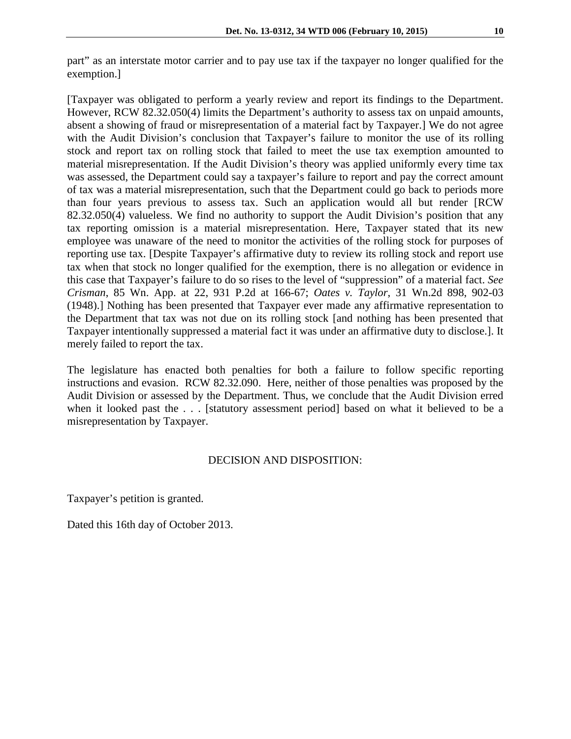part" as an interstate motor carrier and to pay use tax if the taxpayer no longer qualified for the exemption.]

[Taxpayer was obligated to perform a yearly review and report its findings to the Department. However, RCW 82.32.050(4) limits the Department's authority to assess tax on unpaid amounts, absent a showing of fraud or misrepresentation of a material fact by Taxpayer.] We do not agree with the Audit Division's conclusion that Taxpayer's failure to monitor the use of its rolling stock and report tax on rolling stock that failed to meet the use tax exemption amounted to material misrepresentation. If the Audit Division's theory was applied uniformly every time tax was assessed, the Department could say a taxpayer's failure to report and pay the correct amount of tax was a material misrepresentation, such that the Department could go back to periods more than four years previous to assess tax. Such an application would all but render [RCW 82.32.050(4) valueless. We find no authority to support the Audit Division's position that any tax reporting omission is a material misrepresentation. Here, Taxpayer stated that its new employee was unaware of the need to monitor the activities of the rolling stock for purposes of reporting use tax. [Despite Taxpayer's affirmative duty to review its rolling stock and report use tax when that stock no longer qualified for the exemption, there is no allegation or evidence in this case that Taxpayer's failure to do so rises to the level of "suppression" of a material fact. *See Crisman*, 85 Wn. App. at 22, 931 P.2d at 166-67; *Oates v. Taylor*, 31 Wn.2d 898, 902-03 (1948).] Nothing has been presented that Taxpayer ever made any affirmative representation to the Department that tax was not due on its rolling stock [and nothing has been presented that Taxpayer intentionally suppressed a material fact it was under an affirmative duty to disclose.]. It merely failed to report the tax.

The legislature has enacted both penalties for both a failure to follow specific reporting instructions and evasion. RCW 82.32.090. Here, neither of those penalties was proposed by the Audit Division or assessed by the Department. Thus, we conclude that the Audit Division erred when it looked past the . . . [statutory assessment period] based on what it believed to be a misrepresentation by Taxpayer.

## DECISION AND DISPOSITION:

Taxpayer's petition is granted.

Dated this 16th day of October 2013.